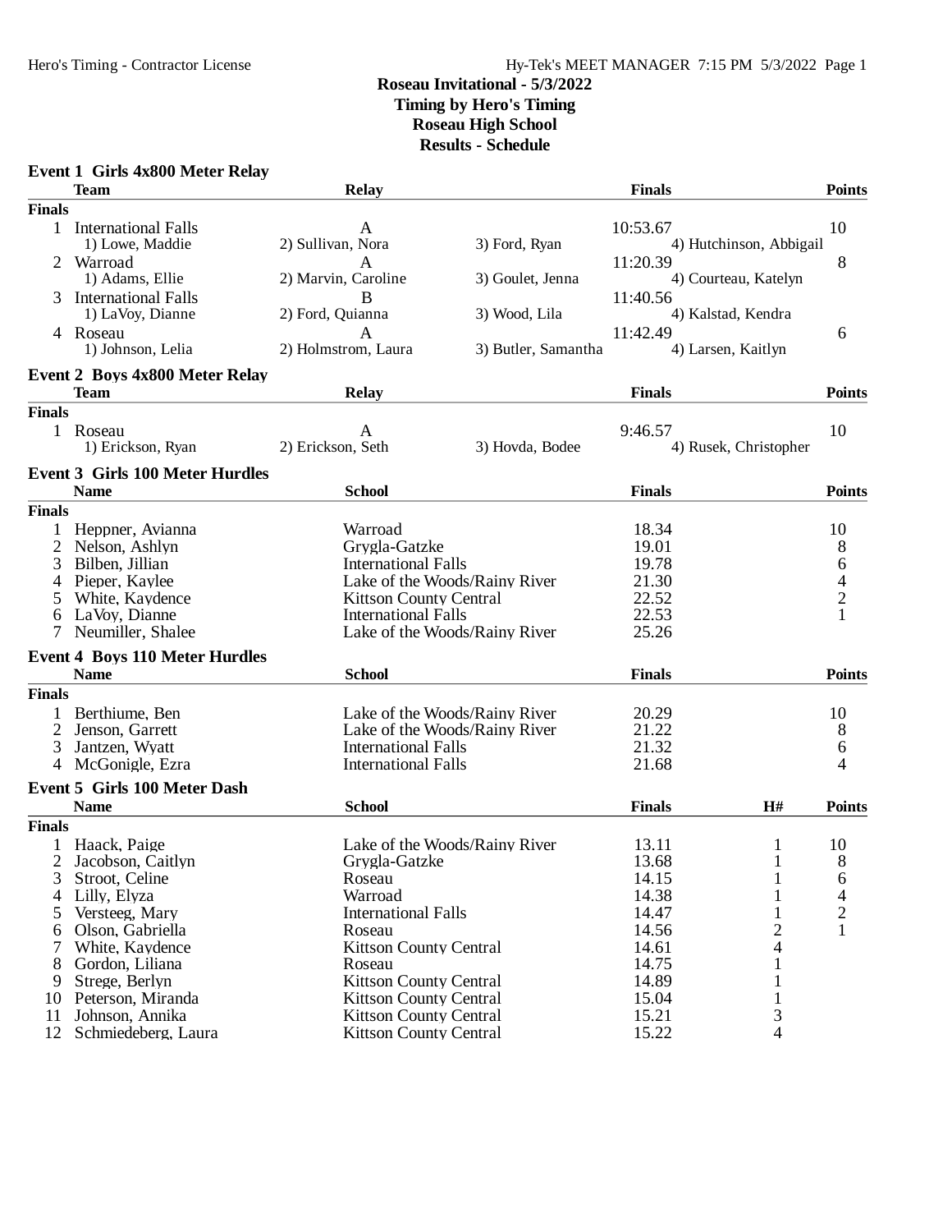# Roseau Invitational - 5/3/2022
## Timing by Hero's Timing
## Roseau High School
## Results - Schedule

### Event 1 Girls 4x800 Meter Relay

| | Team | Relay | | Finals | Points |
|---|---|---|---|---|---|
| **Finals** | | | | | |
| 1 | International Falls | A | | 10:53.67 | 10 |
| | 1) Lowe, Maddie | 2) Sullivan, Nora | 3) Ford, Ryan | 4) Hutchinson, Abbigail | |
| 2 | Warroad | A | | 11:20.39 | 8 |
| | 1) Adams, Ellie | 2) Marvin, Caroline | 3) Goulet, Jenna | 4) Courteau, Katelyn | |
| 3 | International Falls | B | | 11:40.56 | |
| | 1) LaVoy, Dianne | 2) Ford, Quianna | 3) Wood, Lila | 4) Kalstad, Kendra | |
| 4 | Roseau | A | | 11:42.49 | 6 |
| | 1) Johnson, Lelia | 2) Holmstrom, Laura | 3) Butler, Samantha | 4) Larsen, Kaitlyn | |

### Event 2 Boys 4x800 Meter Relay

| | Team | Relay | | Finals | Points |
|---|---|---|---|---|---|
| **Finals** | | | | | |
| 1 | Roseau | A | | 9:46.57 | 10 |
| | 1) Erickson, Ryan | 2) Erickson, Seth | 3) Hovda, Bodee | 4) Rusek, Christopher | |

### Event 3 Girls 100 Meter Hurdles

| | Name | School | Finals | Points |
|---|---|---|---|---|
| **Finals** | | | | |
| 1 | Heppner, Avianna | Warroad | 18.34 | 10 |
| 2 | Nelson, Ashlyn | Grygla-Gatzke | 19.01 | 8 |
| 3 | Bilben, Jillian | International Falls | 19.78 | 6 |
| 4 | Pieper, Kaylee | Lake of the Woods/Rainy River | 21.30 | 4 |
| 5 | White, Kaydence | Kittson County Central | 22.52 | 2 |
| 6 | LaVoy, Dianne | International Falls | 22.53 | 1 |
| 7 | Neumiller, Shalee | Lake of the Woods/Rainy River | 25.26 | |

### Event 4 Boys 110 Meter Hurdles

| | Name | School | Finals | Points |
|---|---|---|---|---|
| **Finals** | | | | |
| 1 | Berthiume, Ben | Lake of the Woods/Rainy River | 20.29 | 10 |
| 2 | Jenson, Garrett | Lake of the Woods/Rainy River | 21.22 | 8 |
| 3 | Jantzen, Wyatt | International Falls | 21.32 | 6 |
| 4 | McGonigle, Ezra | International Falls | 21.68 | 4 |

### Event 5 Girls 100 Meter Dash

| | Name | School | Finals | H# | Points |
|---|---|---|---|---|---|
| **Finals** | | | | | |
| 1 | Haack, Paige | Lake of the Woods/Rainy River | 13.11 | 1 | 10 |
| 2 | Jacobson, Caitlyn | Grygla-Gatzke | 13.68 | 1 | 8 |
| 3 | Stroot, Celine | Roseau | 14.15 | 1 | 6 |
| 4 | Lilly, Elyza | Warroad | 14.38 | 1 | 4 |
| 5 | Versteeg, Mary | International Falls | 14.47 | 1 | 2 |
| 6 | Olson, Gabriella | Roseau | 14.56 | 2 | 1 |
| 7 | White, Kaydence | Kittson County Central | 14.61 | 4 | |
| 8 | Gordon, Liliana | Roseau | 14.75 | 1 | |
| 9 | Strege, Berlyn | Kittson County Central | 14.89 | 1 | |
| 10 | Peterson, Miranda | Kittson County Central | 15.04 | 1 | |
| 11 | Johnson, Annika | Kittson County Central | 15.21 | 3 | |
| 12 | Schmiedeberg, Laura | Kittson County Central | 15.22 | 4 | |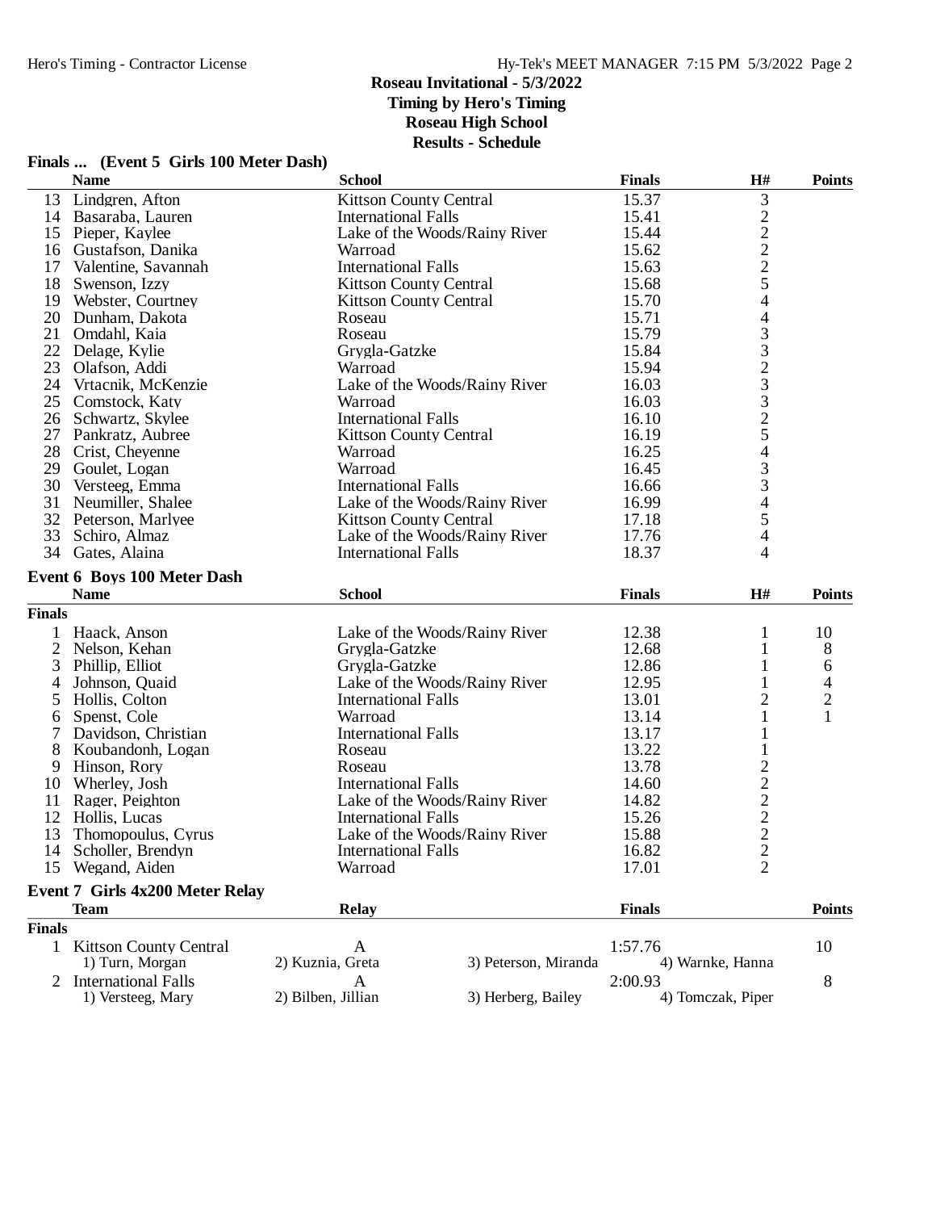## Roseau Invitational - 5/3/2022

**Timing by Hero's Timing**

**Roseau High School**

**Results - Schedule**

### Finals ... (Event 5 Girls 100 Meter Dash)

| | Name | School | Finals | H# | Points |
|---|---|---|---|---|---|
| 13 | Lindgren, Afton | Kittson County Central | 15.37 | 3 | |
| 14 | Basaraba, Lauren | International Falls | 15.41 | 2 | |
| 15 | Pieper, Kaylee | Lake of the Woods/Rainy River | 15.44 | 2 | |
| 16 | Gustafson, Danika | Warroad | 15.62 | 2 | |
| 17 | Valentine, Savannah | International Falls | 15.63 | 2 | |
| 18 | Swenson, Izzy | Kittson County Central | 15.68 | 5 | |
| 19 | Webster, Courtney | Kittson County Central | 15.70 | 4 | |
| 20 | Dunham, Dakota | Roseau | 15.71 | 4 | |
| 21 | Omdahl, Kaia | Roseau | 15.79 | 3 | |
| 22 | Delage, Kylie | Grygla-Gatzke | 15.84 | 3 | |
| 23 | Olafson, Addi | Warroad | 15.94 | 2 | |
| 24 | Vrtacnik, McKenzie | Lake of the Woods/Rainy River | 16.03 | 3 | |
| 25 | Comstock, Katy | Warroad | 16.03 | 3 | |
| 26 | Schwartz, Skylee | International Falls | 16.10 | 2 | |
| 27 | Pankratz, Aubree | Kittson County Central | 16.19 | 5 | |
| 28 | Crist, Cheyenne | Warroad | 16.25 | 4 | |
| 29 | Goulet, Logan | Warroad | 16.45 | 3 | |
| 30 | Versteeg, Emma | International Falls | 16.66 | 3 | |
| 31 | Neumiller, Shalee | Lake of the Woods/Rainy River | 16.99 | 4 | |
| 32 | Peterson, Marlyee | Kittson County Central | 17.18 | 5 | |
| 33 | Schiro, Almaz | Lake of the Woods/Rainy River | 17.76 | 4 | |
| 34 | Gates, Alaina | International Falls | 18.37 | 4 | |

### Event 6 Boys 100 Meter Dash

| | Name | School | Finals | H# | Points |
|---|---|---|---|---|---|
| **Finals** | | | | | |
| 1 | Haack, Anson | Lake of the Woods/Rainy River | 12.38 | 1 | 10 |
| 2 | Nelson, Kehan | Grygla-Gatzke | 12.68 | 1 | 8 |
| 3 | Phillip, Elliot | Grygla-Gatzke | 12.86 | 1 | 6 |
| 4 | Johnson, Quaid | Lake of the Woods/Rainy River | 12.95 | 1 | 4 |
| 5 | Hollis, Colton | International Falls | 13.01 | 2 | 2 |
| 6 | Spenst, Cole | Warroad | 13.14 | 1 | 1 |
| 7 | Davidson, Christian | International Falls | 13.17 | 1 | |
| 8 | Koubandonh, Logan | Roseau | 13.22 | 1 | |
| 9 | Hinson, Rory | Roseau | 13.78 | 2 | |
| 10 | Wherley, Josh | International Falls | 14.60 | 2 | |
| 11 | Rager, Peighton | Lake of the Woods/Rainy River | 14.82 | 2 | |
| 12 | Hollis, Lucas | International Falls | 15.26 | 2 | |
| 13 | Thomopoulus, Cyrus | Lake of the Woods/Rainy River | 15.88 | 2 | |
| 14 | Scholler, Brendyn | International Falls | 16.82 | 2 | |
| 15 | Wegand, Aiden | Warroad | 17.01 | 2 | |

### Event 7 Girls 4x200 Meter Relay

| | Team | Relay | | Finals | | Points |
|---|---|---|---|---|---|---|
| **Finals** | | | | | | |
| 1 | Kittson County Central | A | | 1:57.76 | | 10 |
| | 1) Turn, Morgan | 2) Kuznia, Greta | 3) Peterson, Miranda | 4) Warnke, Hanna | | |
| 2 | International Falls | A | | 2:00.93 | | 8 |
| | 1) Versteeg, Mary | 2) Bilben, Jillian | 3) Herberg, Bailey | 4) Tomczak, Piper | | |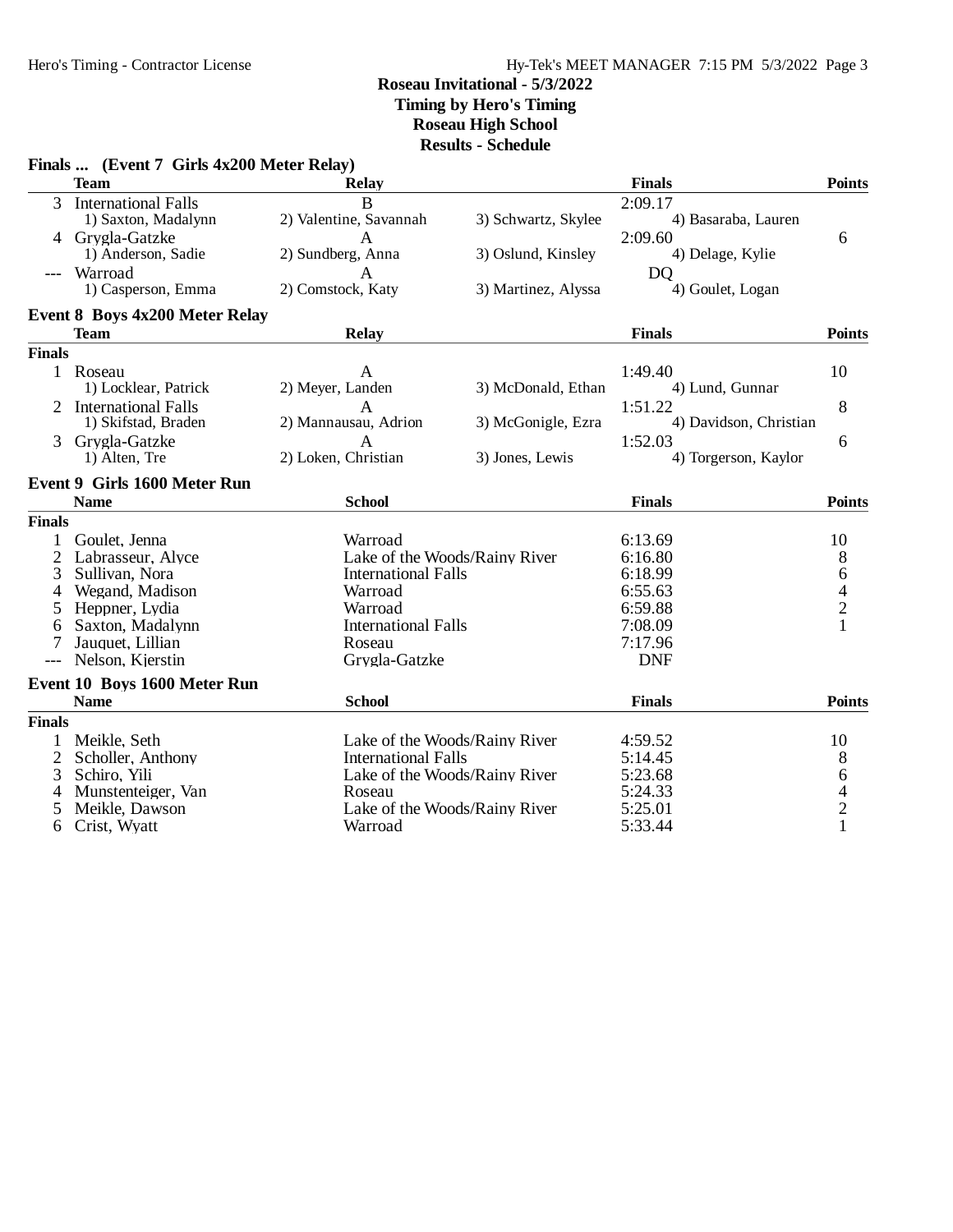## Roseau Invitational - 5/3/2022

**Timing by Hero's Timing**

**Roseau High School**

**Results - Schedule**

### Finals ... (Event 7 Girls 4x200 Meter Relay)

| | Team | Relay | | Finals | Points |
|---|---|---|---|---|---|
| 3 | International Falls | B | | 2:09.17 | |
| | 1) Saxton, Madalynn | 2) Valentine, Savannah | 3) Schwartz, Skylee | 4) Basaraba, Lauren | |
| 4 | Grygla-Gatzke | A | | 2:09.60 | 6 |
| | 1) Anderson, Sadie | 2) Sundberg, Anna | 3) Oslund, Kinsley | 4) Delage, Kylie | |
| --- | Warroad | A | | DQ | |
| | 1) Casperson, Emma | 2) Comstock, Katy | 3) Martinez, Alyssa | 4) Goulet, Logan | |

### Event 8 Boys 4x200 Meter Relay

| | Team | Relay | | Finals | Points |
|---|---|---|---|---|---|
| **Finals** | | | | | |
| 1 | Roseau | A | | 1:49.40 | 10 |
| | 1) Locklear, Patrick | 2) Meyer, Landen | 3) McDonald, Ethan | 4) Lund, Gunnar | |
| 2 | International Falls | A | | 1:51.22 | 8 |
| | 1) Skifstad, Braden | 2) Mannausau, Adrion | 3) McGonigle, Ezra | 4) Davidson, Christian | |
| 3 | Grygla-Gatzke | A | | 1:52.03 | 6 |
| | 1) Alten, Tre | 2) Loken, Christian | 3) Jones, Lewis | 4) Torgerson, Kaylor | |

### Event 9 Girls 1600 Meter Run

| | Name | School | Finals | Points |
|---|---|---|---|---|
| **Finals** | | | | |
| 1 | Goulet, Jenna | Warroad | 6:13.69 | 10 |
| 2 | Labrasseur, Alyce | Lake of the Woods/Rainy River | 6:16.80 | 8 |
| 3 | Sullivan, Nora | International Falls | 6:18.99 | 6 |
| 4 | Wegand, Madison | Warroad | 6:55.63 | 4 |
| 5 | Heppner, Lydia | Warroad | 6:59.88 | 2 |
| 6 | Saxton, Madalynn | International Falls | 7:08.09 | 1 |
| 7 | Jauquet, Lillian | Roseau | 7:17.96 | |
| --- | Nelson, Kjerstin | Grygla-Gatzke | DNF | |

### Event 10 Boys 1600 Meter Run

| | Name | School | Finals | Points |
|---|---|---|---|---|
| **Finals** | | | | |
| 1 | Meikle, Seth | Lake of the Woods/Rainy River | 4:59.52 | 10 |
| 2 | Scholler, Anthony | International Falls | 5:14.45 | 8 |
| 3 | Schiro, Yili | Lake of the Woods/Rainy River | 5:23.68 | 6 |
| 4 | Munstenteiger, Van | Roseau | 5:24.33 | 4 |
| 5 | Meikle, Dawson | Lake of the Woods/Rainy River | 5:25.01 | 2 |
| 6 | Crist, Wyatt | Warroad | 5:33.44 | 1 |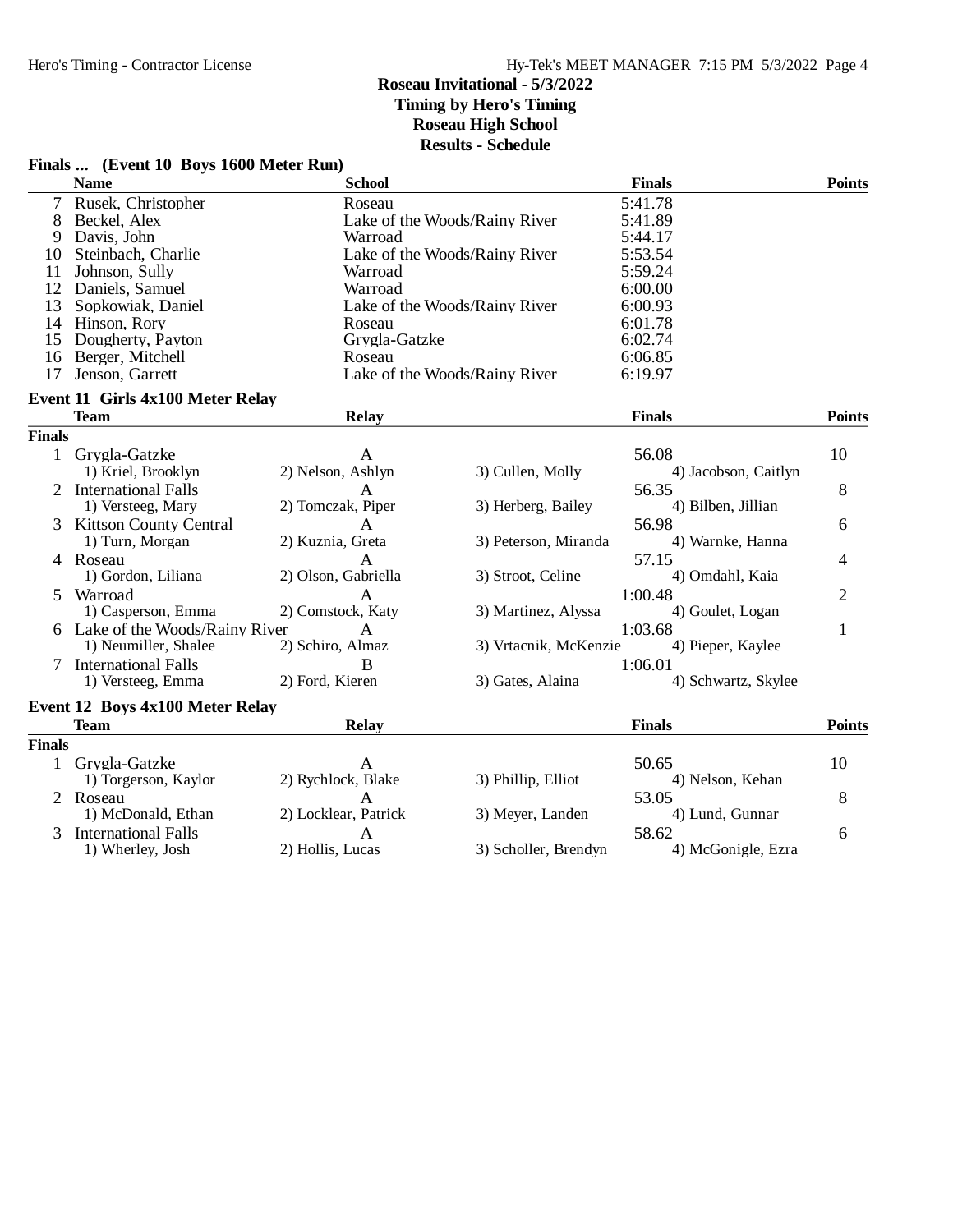# Roseau Invitational - 5/3/2022

**Timing by Hero's Timing**
**Roseau High School**
**Results - Schedule**

### Finals ... (Event 10 Boys 1600 Meter Run)

| | Name | School | Finals | Points |
|---|---|---|---|---|
| 7 | Rusek, Christopher | Roseau | 5:41.78 | |
| 8 | Beckel, Alex | Lake of the Woods/Rainy River | 5:41.89 | |
| 9 | Davis, John | Warroad | 5:44.17 | |
| 10 | Steinbach, Charlie | Lake of the Woods/Rainy River | 5:53.54 | |
| 11 | Johnson, Sully | Warroad | 5:59.24 | |
| 12 | Daniels, Samuel | Warroad | 6:00.00 | |
| 13 | Sopkowiak, Daniel | Lake of the Woods/Rainy River | 6:00.93 | |
| 14 | Hinson, Rory | Roseau | 6:01.78 | |
| 15 | Dougherty, Payton | Grygla-Gatzke | 6:02.74 | |
| 16 | Berger, Mitchell | Roseau | 6:06.85 | |
| 17 | Jenson, Garrett | Lake of the Woods/Rainy River | 6:19.97 | |

### Event 11 Girls 4x100 Meter Relay

| | Team | Relay | | Finals | Points |
|---|---|---|---|---|---|
| **Finals** | | | | | |
| 1 | Grygla-Gatzke | A | | 56.08 | 10 |
| | 1) Kriel, Brooklyn | 2) Nelson, Ashlyn | 3) Cullen, Molly | 4) Jacobson, Caitlyn | |
| 2 | International Falls | A | | 56.35 | 8 |
| | 1) Versteeg, Mary | 2) Tomczak, Piper | 3) Herberg, Bailey | 4) Bilben, Jillian | |
| 3 | Kittson County Central | A | | 56.98 | 6 |
| | 1) Turn, Morgan | 2) Kuznia, Greta | 3) Peterson, Miranda | 4) Warnke, Hanna | |
| 4 | Roseau | A | | 57.15 | 4 |
| | 1) Gordon, Liliana | 2) Olson, Gabriella | 3) Stroot, Celine | 4) Omdahl, Kaia | |
| 5 | Warroad | A | | 1:00.48 | 2 |
| | 1) Casperson, Emma | 2) Comstock, Katy | 3) Martinez, Alyssa | 4) Goulet, Logan | |
| 6 | Lake of the Woods/Rainy River | A | | 1:03.68 | 1 |
| | 1) Neumiller, Shalee | 2) Schiro, Almaz | 3) Vrtacnik, McKenzie | 4) Pieper, Kaylee | |
| 7 | International Falls | B | | 1:06.01 | |
| | 1) Versteeg, Emma | 2) Ford, Kieren | 3) Gates, Alaina | 4) Schwartz, Skylee | |

### Event 12 Boys 4x100 Meter Relay

| | Team | Relay | | Finals | Points |
|---|---|---|---|---|---|
| **Finals** | | | | | |
| 1 | Grygla-Gatzke | A | | 50.65 | 10 |
| | 1) Torgerson, Kaylor | 2) Rychlock, Blake | 3) Phillip, Elliot | 4) Nelson, Kehan | |
| 2 | Roseau | A | | 53.05 | 8 |
| | 1) McDonald, Ethan | 2) Locklear, Patrick | 3) Meyer, Landen | 4) Lund, Gunnar | |
| 3 | International Falls | A | | 58.62 | 6 |
| | 1) Wherley, Josh | 2) Hollis, Lucas | 3) Scholler, Brendyn | 4) McGonigle, Ezra | |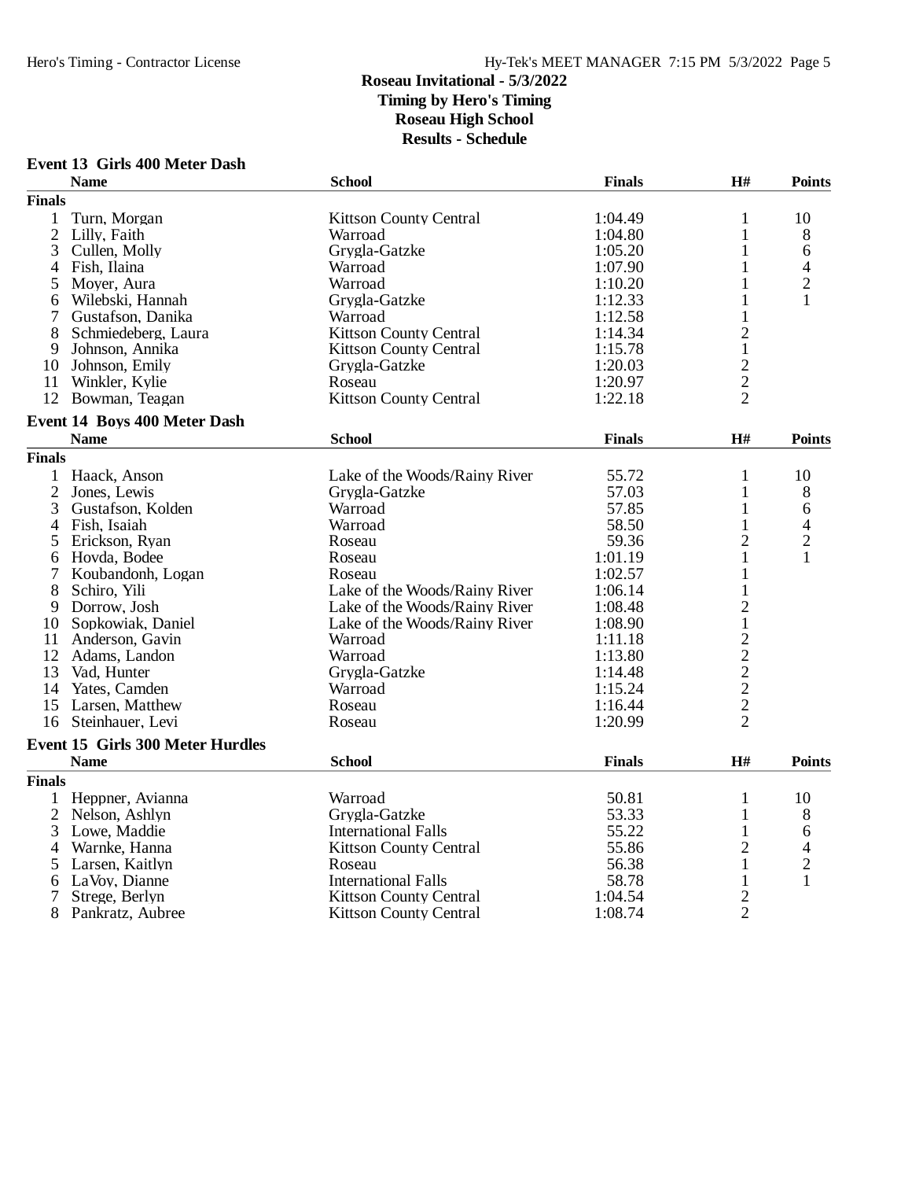# Roseau Invitational - 5/3/2022

**Timing by Hero's Timing**
**Roseau High School**
**Results - Schedule**

### Event 13 Girls 400 Meter Dash

| | Name | School | Finals | H# | Points |
|---|---|---|---|---|---|
| **Finals** | | | | | |
| 1 | Turn, Morgan | Kittson County Central | 1:04.49 | 1 | 10 |
| 2 | Lilly, Faith | Warroad | 1:04.80 | 1 | 8 |
| 3 | Cullen, Molly | Grygla-Gatzke | 1:05.20 | 1 | 6 |
| 4 | Fish, Ilaina | Warroad | 1:07.90 | 1 | 4 |
| 5 | Moyer, Aura | Warroad | 1:10.20 | 1 | 2 |
| 6 | Wilebski, Hannah | Grygla-Gatzke | 1:12.33 | 1 | 1 |
| 7 | Gustafson, Danika | Warroad | 1:12.58 | 1 | |
| 8 | Schmiedeberg, Laura | Kittson County Central | 1:14.34 | 2 | |
| 9 | Johnson, Annika | Kittson County Central | 1:15.78 | 1 | |
| 10 | Johnson, Emily | Grygla-Gatzke | 1:20.03 | 2 | |
| 11 | Winkler, Kylie | Roseau | 1:20.97 | 2 | |
| 12 | Bowman, Teagan | Kittson County Central | 1:22.18 | 2 | |

### Event 14 Boys 400 Meter Dash

| | Name | School | Finals | H# | Points |
|---|---|---|---|---|---|
| **Finals** | | | | | |
| 1 | Haack, Anson | Lake of the Woods/Rainy River | 55.72 | 1 | 10 |
| 2 | Jones, Lewis | Grygla-Gatzke | 57.03 | 1 | 8 |
| 3 | Gustafson, Kolden | Warroad | 57.85 | 1 | 6 |
| 4 | Fish, Isaiah | Warroad | 58.50 | 1 | 4 |
| 5 | Erickson, Ryan | Roseau | 59.36 | 2 | 2 |
| 6 | Hovda, Bodee | Roseau | 1:01.19 | 1 | 1 |
| 7 | Koubandonh, Logan | Roseau | 1:02.57 | 1 | |
| 8 | Schiro, Yili | Lake of the Woods/Rainy River | 1:06.14 | 1 | |
| 9 | Dorrow, Josh | Lake of the Woods/Rainy River | 1:08.48 | 2 | |
| 10 | Sopkowiak, Daniel | Lake of the Woods/Rainy River | 1:08.90 | 1 | |
| 11 | Anderson, Gavin | Warroad | 1:11.18 | 2 | |
| 12 | Adams, Landon | Warroad | 1:13.80 | 2 | |
| 13 | Vad, Hunter | Grygla-Gatzke | 1:14.48 | 2 | |
| 14 | Yates, Camden | Warroad | 1:15.24 | 2 | |
| 15 | Larsen, Matthew | Roseau | 1:16.44 | 2 | |
| 16 | Steinhauer, Levi | Roseau | 1:20.99 | 2 | |

### Event 15 Girls 300 Meter Hurdles

| | Name | School | Finals | H# | Points |
|---|---|---|---|---|---|
| **Finals** | | | | | |
| 1 | Heppner, Avianna | Warroad | 50.81 | 1 | 10 |
| 2 | Nelson, Ashlyn | Grygla-Gatzke | 53.33 | 1 | 8 |
| 3 | Lowe, Maddie | International Falls | 55.22 | 1 | 6 |
| 4 | Warnke, Hanna | Kittson County Central | 55.86 | 2 | 4 |
| 5 | Larsen, Kaitlyn | Roseau | 56.38 | 1 | 2 |
| 6 | LaVoy, Dianne | International Falls | 58.78 | 1 | 1 |
| 7 | Strege, Berlyn | Kittson County Central | 1:04.54 | 2 | |
| 8 | Pankratz, Aubree | Kittson County Central | 1:08.74 | 2 | |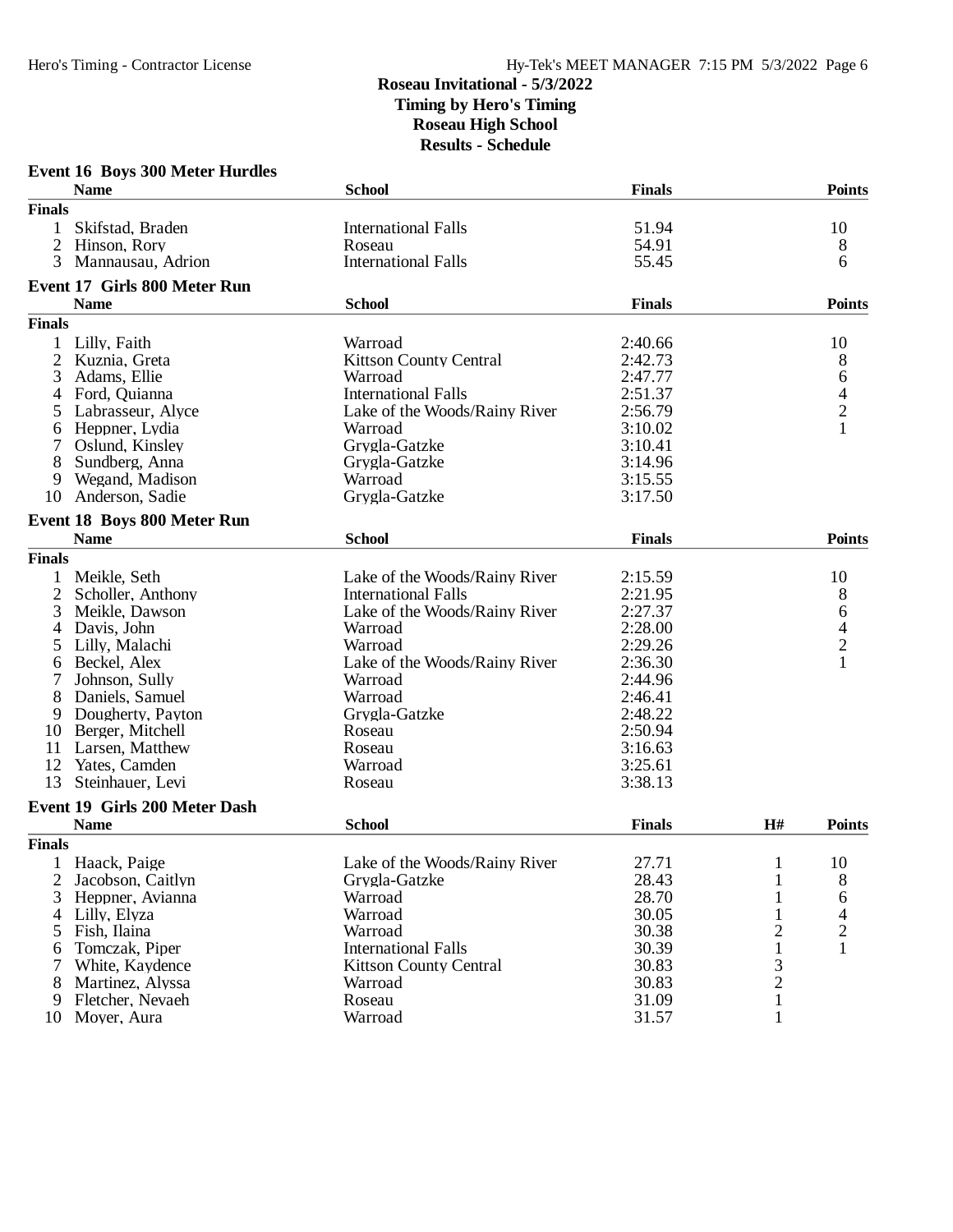# Roseau Invitational - 5/3/2022

**Timing by Hero's Timing**

**Roseau High School**

**Results - Schedule**

## Event 16 Boys 300 Meter Hurdles

| | Name | School | Finals | Points |
|---|---|---|---|---|
| **Finals** | | | | |
| 1 | Skifstad, Braden | International Falls | 51.94 | 10 |
| 2 | Hinson, Rory | Roseau | 54.91 | 8 |
| 3 | Mannausau, Adrion | International Falls | 55.45 | 6 |

## Event 17 Girls 800 Meter Run

| | Name | School | Finals | Points |
|---|---|---|---|---|
| **Finals** | | | | |
| 1 | Lilly, Faith | Warroad | 2:40.66 | 10 |
| 2 | Kuznia, Greta | Kittson County Central | 2:42.73 | 8 |
| 3 | Adams, Ellie | Warroad | 2:47.77 | 6 |
| 4 | Ford, Quianna | International Falls | 2:51.37 | 4 |
| 5 | Labrasseur, Alyce | Lake of the Woods/Rainy River | 2:56.79 | 2 |
| 6 | Heppner, Lydia | Warroad | 3:10.02 | 1 |
| 7 | Oslund, Kinsley | Grygla-Gatzke | 3:10.41 | |
| 8 | Sundberg, Anna | Grygla-Gatzke | 3:14.96 | |
| 9 | Wegand, Madison | Warroad | 3:15.55 | |
| 10 | Anderson, Sadie | Grygla-Gatzke | 3:17.50 | |

## Event 18 Boys 800 Meter Run

| | Name | School | Finals | Points |
|---|---|---|---|---|
| **Finals** | | | | |
| 1 | Meikle, Seth | Lake of the Woods/Rainy River | 2:15.59 | 10 |
| 2 | Scholler, Anthony | International Falls | 2:21.95 | 8 |
| 3 | Meikle, Dawson | Lake of the Woods/Rainy River | 2:27.37 | 6 |
| 4 | Davis, John | Warroad | 2:28.00 | 4 |
| 5 | Lilly, Malachi | Warroad | 2:29.26 | 2 |
| 6 | Beckel, Alex | Lake of the Woods/Rainy River | 2:36.30 | 1 |
| 7 | Johnson, Sully | Warroad | 2:44.96 | |
| 8 | Daniels, Samuel | Warroad | 2:46.41 | |
| 9 | Dougherty, Payton | Grygla-Gatzke | 2:48.22 | |
| 10 | Berger, Mitchell | Roseau | 2:50.94 | |
| 11 | Larsen, Matthew | Roseau | 3:16.63 | |
| 12 | Yates, Camden | Warroad | 3:25.61 | |
| 13 | Steinhauer, Levi | Roseau | 3:38.13 | |

## Event 19 Girls 200 Meter Dash

| | Name | School | Finals | H# | Points |
|---|---|---|---|---|---|
| **Finals** | | | | | |
| 1 | Haack, Paige | Lake of the Woods/Rainy River | 27.71 | 1 | 10 |
| 2 | Jacobson, Caitlyn | Grygla-Gatzke | 28.43 | 1 | 8 |
| 3 | Heppner, Avianna | Warroad | 28.70 | 1 | 6 |
| 4 | Lilly, Elyza | Warroad | 30.05 | 1 | 4 |
| 5 | Fish, Ilaina | Warroad | 30.38 | 2 | 2 |
| 6 | Tomczak, Piper | International Falls | 30.39 | 1 | 1 |
| 7 | White, Kaydence | Kittson County Central | 30.83 | 3 | |
| 8 | Martinez, Alyssa | Warroad | 30.83 | 2 | |
| 9 | Fletcher, Nevaeh | Roseau | 31.09 | 1 | |
| 10 | Moyer, Aura | Warroad | 31.57 | 1 | |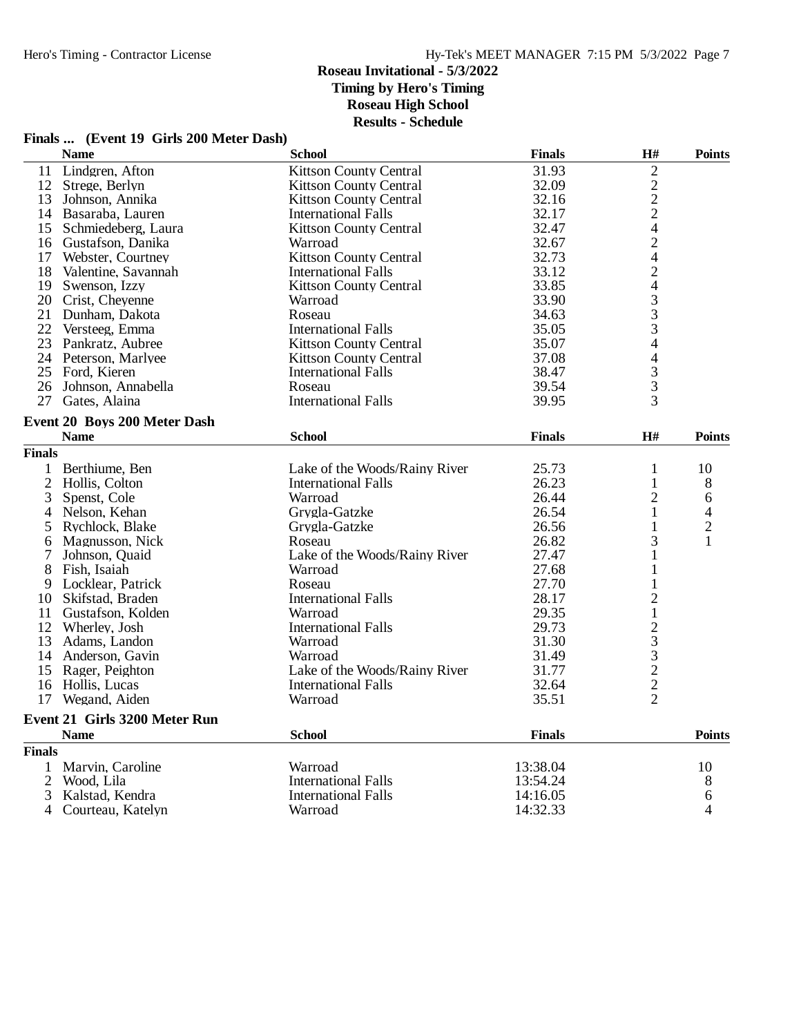## Roseau Invitational - 5/3/2022

**Timing by Hero's Timing**
**Roseau High School**
**Results - Schedule**

### Finals ... (Event 19 Girls 200 Meter Dash)

| | Name | School | Finals | H# | Points |
|---|---|---|---|---|---|
| 11 | Lindgren, Afton | Kittson County Central | 31.93 | 2 | |
| 12 | Strege, Berlyn | Kittson County Central | 32.09 | 2 | |
| 13 | Johnson, Annika | Kittson County Central | 32.16 | 2 | |
| 14 | Basaraba, Lauren | International Falls | 32.17 | 2 | |
| 15 | Schmiedeberg, Laura | Kittson County Central | 32.47 | 4 | |
| 16 | Gustafson, Danika | Warroad | 32.67 | 2 | |
| 17 | Webster, Courtney | Kittson County Central | 32.73 | 4 | |
| 18 | Valentine, Savannah | International Falls | 33.12 | 2 | |
| 19 | Swenson, Izzy | Kittson County Central | 33.85 | 4 | |
| 20 | Crist, Cheyenne | Warroad | 33.90 | 3 | |
| 21 | Dunham, Dakota | Roseau | 34.63 | 3 | |
| 22 | Versteeg, Emma | International Falls | 35.05 | 3 | |
| 23 | Pankratz, Aubree | Kittson County Central | 35.07 | 4 | |
| 24 | Peterson, Marlyee | Kittson County Central | 37.08 | 4 | |
| 25 | Ford, Kieren | International Falls | 38.47 | 3 | |
| 26 | Johnson, Annabella | Roseau | 39.54 | 3 | |
| 27 | Gates, Alaina | International Falls | 39.95 | 3 | |

### Event 20 Boys 200 Meter Dash

| | Name | School | Finals | H# | Points |
|---|---|---|---|---|---|
| **Finals** | | | | | |
| 1 | Berthiume, Ben | Lake of the Woods/Rainy River | 25.73 | 1 | 10 |
| 2 | Hollis, Colton | International Falls | 26.23 | 1 | 8 |
| 3 | Spenst, Cole | Warroad | 26.44 | 2 | 6 |
| 4 | Nelson, Kehan | Grygla-Gatzke | 26.54 | 1 | 4 |
| 5 | Rychlock, Blake | Grygla-Gatzke | 26.56 | 1 | 2 |
| 6 | Magnusson, Nick | Roseau | 26.82 | 3 | 1 |
| 7 | Johnson, Quaid | Lake of the Woods/Rainy River | 27.47 | 1 | |
| 8 | Fish, Isaiah | Warroad | 27.68 | 1 | |
| 9 | Locklear, Patrick | Roseau | 27.70 | 1 | |
| 10 | Skifstad, Braden | International Falls | 28.17 | 2 | |
| 11 | Gustafson, Kolden | Warroad | 29.35 | 1 | |
| 12 | Wherley, Josh | International Falls | 29.73 | 2 | |
| 13 | Adams, Landon | Warroad | 31.30 | 3 | |
| 14 | Anderson, Gavin | Warroad | 31.49 | 3 | |
| 15 | Rager, Peighton | Lake of the Woods/Rainy River | 31.77 | 2 | |
| 16 | Hollis, Lucas | International Falls | 32.64 | 2 | |
| 17 | Wegand, Aiden | Warroad | 35.51 | 2 | |

### Event 21 Girls 3200 Meter Run

| | Name | School | Finals | Points |
|---|---|---|---|---|
| **Finals** | | | | |
| 1 | Marvin, Caroline | Warroad | 13:38.04 | 10 |
| 2 | Wood, Lila | International Falls | 13:54.24 | 8 |
| 3 | Kalstad, Kendra | International Falls | 14:16.05 | 6 |
| 4 | Courteau, Katelyn | Warroad | 14:32.33 | 4 |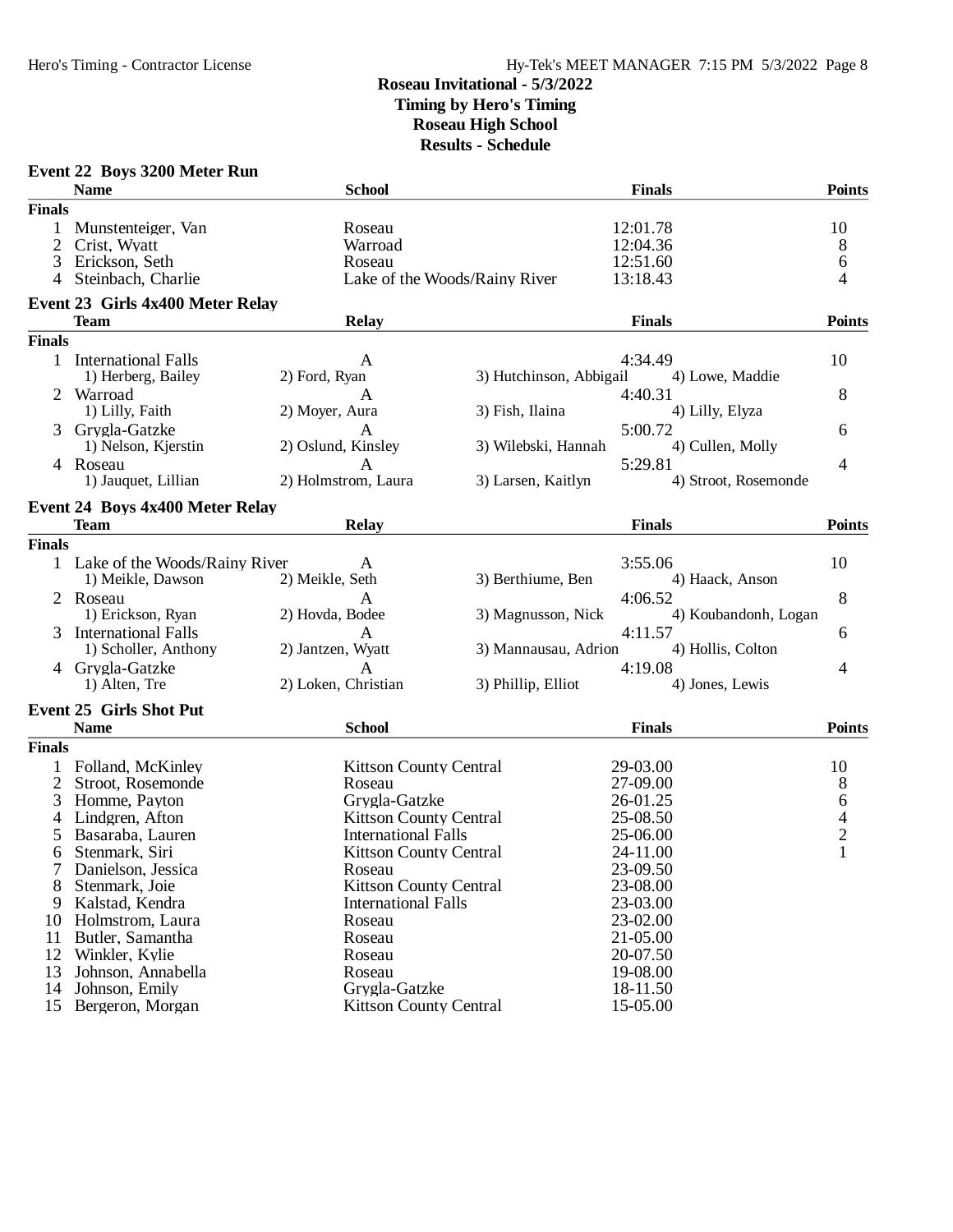## Roseau Invitational - 5/3/2022
**Timing by Hero's Timing**
**Roseau High School**
**Results - Schedule**

### Event 22 Boys 3200 Meter Run

| | Name | School | Finals | Points |
|---|---|---|---|---|
| **Finals** | | | | |
| 1 | Munstenteiger, Van | Roseau | 12:01.78 | 10 |
| 2 | Crist, Wyatt | Warroad | 12:04.36 | 8 |
| 3 | Erickson, Seth | Roseau | 12:51.60 | 6 |
| 4 | Steinbach, Charlie | Lake of the Woods/Rainy River | 13:18.43 | 4 |

### Event 23 Girls 4x400 Meter Relay

| | Team | Relay | | Finals | Points |
|---|---|---|---|---|---|
| **Finals** | | | | | |
| 1 | International Falls | A | | 4:34.49 | 10 |
| | 1) Herberg, Bailey | 2) Ford, Ryan | 3) Hutchinson, Abbigail | 4) Lowe, Maddie | |
| 2 | Warroad | A | | 4:40.31 | 8 |
| | 1) Lilly, Faith | 2) Moyer, Aura | 3) Fish, Ilaina | 4) Lilly, Elyza | |
| 3 | Grygla-Gatzke | A | | 5:00.72 | 6 |
| | 1) Nelson, Kjerstin | 2) Oslund, Kinsley | 3) Wilebski, Hannah | 4) Cullen, Molly | |
| 4 | Roseau | A | | 5:29.81 | 4 |
| | 1) Jauquet, Lillian | 2) Holmstrom, Laura | 3) Larsen, Kaitlyn | 4) Stroot, Rosemonde | |

### Event 24 Boys 4x400 Meter Relay

| | Team | Relay | | Finals | Points |
|---|---|---|---|---|---|
| **Finals** | | | | | |
| 1 | Lake of the Woods/Rainy River | A | | 3:55.06 | 10 |
| | 1) Meikle, Dawson | 2) Meikle, Seth | 3) Berthiume, Ben | 4) Haack, Anson | |
| 2 | Roseau | A | | 4:06.52 | 8 |
| | 1) Erickson, Ryan | 2) Hovda, Bodee | 3) Magnusson, Nick | 4) Koubandonh, Logan | |
| 3 | International Falls | A | | 4:11.57 | 6 |
| | 1) Scholler, Anthony | 2) Jantzen, Wyatt | 3) Mannausau, Adrion | 4) Hollis, Colton | |
| 4 | Grygla-Gatzke | A | | 4:19.08 | 4 |
| | 1) Alten, Tre | 2) Loken, Christian | 3) Phillip, Elliot | 4) Jones, Lewis | |

### Event 25 Girls Shot Put

| | Name | School | Finals | Points |
|---|---|---|---|---|
| **Finals** | | | | |
| 1 | Folland, McKinley | Kittson County Central | 29-03.00 | 10 |
| 2 | Stroot, Rosemonde | Roseau | 27-09.00 | 8 |
| 3 | Homme, Payton | Grygla-Gatzke | 26-01.25 | 6 |
| 4 | Lindgren, Afton | Kittson County Central | 25-08.50 | 4 |
| 5 | Basaraba, Lauren | International Falls | 25-06.00 | 2 |
| 6 | Stenmark, Siri | Kittson County Central | 24-11.00 | 1 |
| 7 | Danielson, Jessica | Roseau | 23-09.50 | |
| 8 | Stenmark, Joie | Kittson County Central | 23-08.00 | |
| 9 | Kalstad, Kendra | International Falls | 23-03.00 | |
| 10 | Holmstrom, Laura | Roseau | 23-02.00 | |
| 11 | Butler, Samantha | Roseau | 21-05.00 | |
| 12 | Winkler, Kylie | Roseau | 20-07.50 | |
| 13 | Johnson, Annabella | Roseau | 19-08.00 | |
| 14 | Johnson, Emily | Grygla-Gatzke | 18-11.50 | |
| 15 | Bergeron, Morgan | Kittson County Central | 15-05.00 | |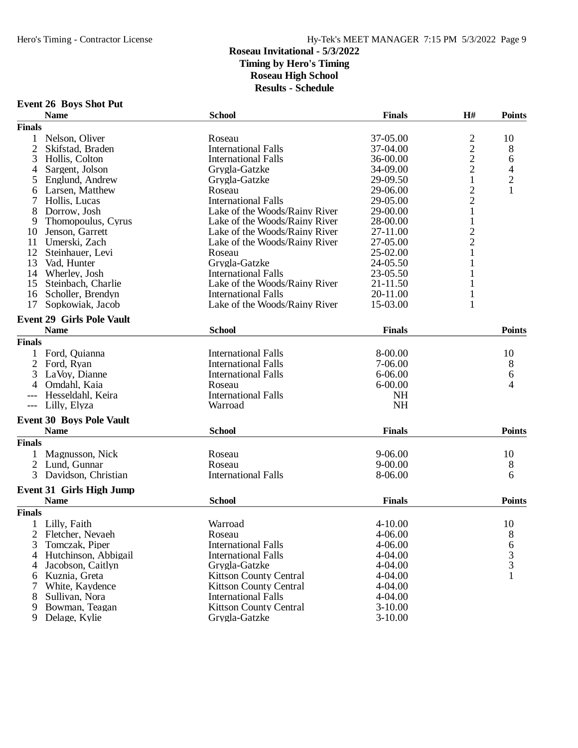## Roseau Invitational - 5/3/2022
**Timing by Hero's Timing**
**Roseau High School**
**Results - Schedule**

### Event 26 Boys Shot Put

| | Name | School | Finals | H# | Points |
|---|---|---|---|---|---|
| **Finals** | | | | | |
| 1 | Nelson, Oliver | Roseau | 37-05.00 | 2 | 10 |
| 2 | Skifstad, Braden | International Falls | 37-04.00 | 2 | 8 |
| 3 | Hollis, Colton | International Falls | 36-00.00 | 2 | 6 |
| 4 | Sargent, Jolson | Grygla-Gatzke | 34-09.00 | 2 | 4 |
| 5 | Englund, Andrew | Grygla-Gatzke | 29-09.50 | 1 | 2 |
| 6 | Larsen, Matthew | Roseau | 29-06.00 | 2 | 1 |
| 7 | Hollis, Lucas | International Falls | 29-05.00 | 2 | |
| 8 | Dorrow, Josh | Lake of the Woods/Rainy River | 29-00.00 | 1 | |
| 9 | Thomopoulus, Cyrus | Lake of the Woods/Rainy River | 28-00.00 | 1 | |
| 10 | Jenson, Garrett | Lake of the Woods/Rainy River | 27-11.00 | 2 | |
| 11 | Umerski, Zach | Lake of the Woods/Rainy River | 27-05.00 | 2 | |
| 12 | Steinhauer, Levi | Roseau | 25-02.00 | 1 | |
| 13 | Vad, Hunter | Grygla-Gatzke | 24-05.50 | 1 | |
| 14 | Wherley, Josh | International Falls | 23-05.50 | 1 | |
| 15 | Steinbach, Charlie | Lake of the Woods/Rainy River | 21-11.50 | 1 | |
| 16 | Scholler, Brendyn | International Falls | 20-11.00 | 1 | |
| 17 | Sopkowiak, Jacob | Lake of the Woods/Rainy River | 15-03.00 | 1 | |

### Event 29 Girls Pole Vault

| | Name | School | Finals | Points |
|---|---|---|---|---|
| **Finals** | | | | |
| 1 | Ford, Quianna | International Falls | 8-00.00 | 10 |
| 2 | Ford, Ryan | International Falls | 7-06.00 | 8 |
| 3 | LaVoy, Dianne | International Falls | 6-06.00 | 6 |
| 4 | Omdahl, Kaia | Roseau | 6-00.00 | 4 |
| --- | Hesseldahl, Keira | International Falls | NH | |
| --- | Lilly, Elyza | Warroad | NH | |

### Event 30 Boys Pole Vault

| | Name | School | Finals | Points |
|---|---|---|---|---|
| **Finals** | | | | |
| 1 | Magnusson, Nick | Roseau | 9-06.00 | 10 |
| 2 | Lund, Gunnar | Roseau | 9-00.00 | 8 |
| 3 | Davidson, Christian | International Falls | 8-06.00 | 6 |

### Event 31 Girls High Jump

| | Name | School | Finals | Points |
|---|---|---|---|---|
| **Finals** | | | | |
| 1 | Lilly, Faith | Warroad | 4-10.00 | 10 |
| 2 | Fletcher, Nevaeh | Roseau | 4-06.00 | 8 |
| 3 | Tomczak, Piper | International Falls | 4-06.00 | 6 |
| 4 | Hutchinson, Abbigail | International Falls | 4-04.00 | 3 |
| 4 | Jacobson, Caitlyn | Grygla-Gatzke | 4-04.00 | 3 |
| 6 | Kuznia, Greta | Kittson County Central | 4-04.00 | 1 |
| 7 | White, Kaydence | Kittson County Central | 4-04.00 | |
| 8 | Sullivan, Nora | International Falls | 4-04.00 | |
| 9 | Bowman, Teagan | Kittson County Central | 3-10.00 | |
| 9 | Delage, Kylie | Grygla-Gatzke | 3-10.00 | |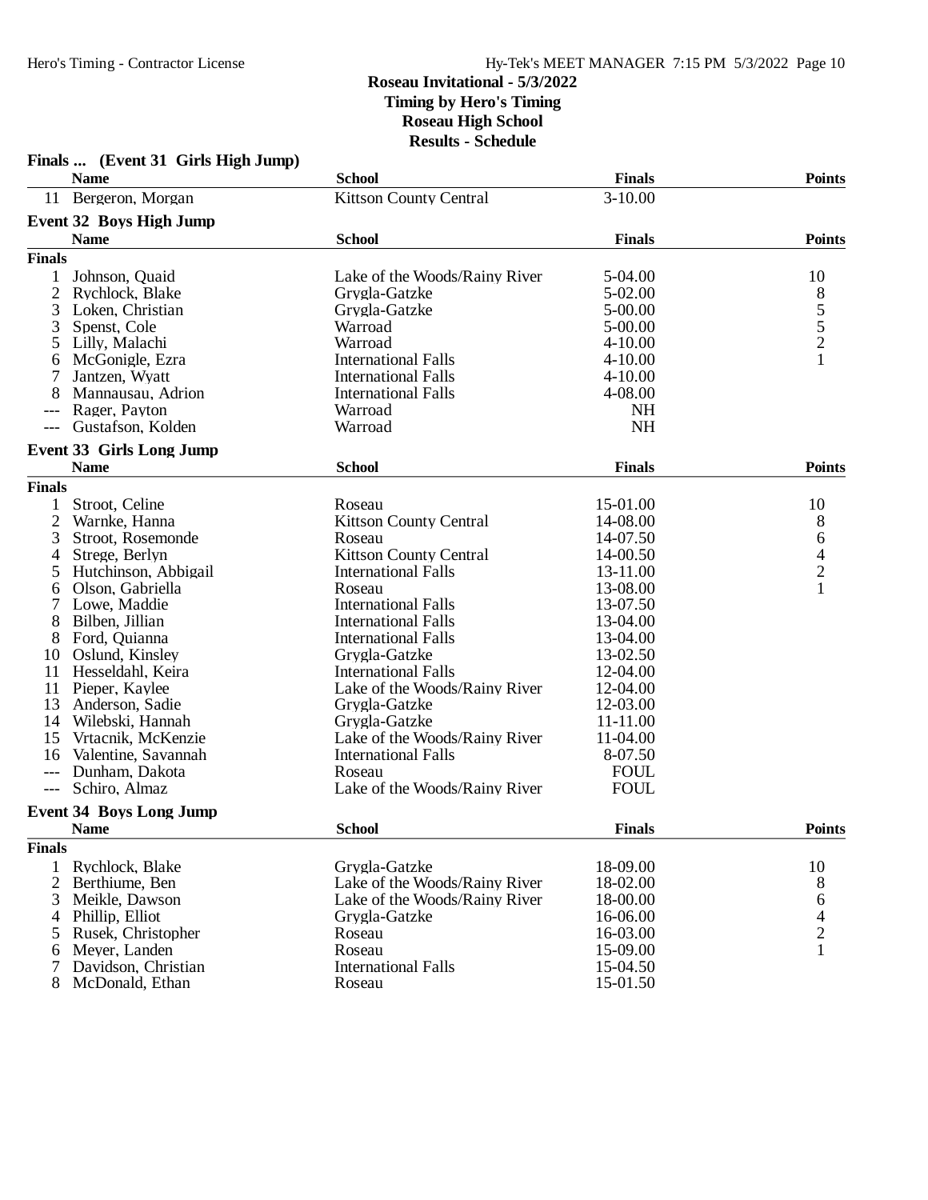# Roseau Invitational - 5/3/2022

**Timing by Hero's Timing**
**Roseau High School**
**Results - Schedule**

### Finals ... (Event 31 Girls High Jump)

| | Name | School | Finals | Points |
|---|---|---|---|---|
| 11 | Bergeron, Morgan | Kittson County Central | 3-10.00 | |

### Event 32 Boys High Jump

| | Name | School | Finals | Points |
|---|---|---|---|---|
| **Finals** | | | | |
| 1 | Johnson, Quaid | Lake of the Woods/Rainy River | 5-04.00 | 10 |
| 2 | Rychlock, Blake | Grygla-Gatzke | 5-02.00 | 8 |
| 3 | Loken, Christian | Grygla-Gatzke | 5-00.00 | 5 |
| 3 | Spenst, Cole | Warroad | 5-00.00 | 5 |
| 5 | Lilly, Malachi | Warroad | 4-10.00 | 2 |
| 6 | McGonigle, Ezra | International Falls | 4-10.00 | 1 |
| 7 | Jantzen, Wyatt | International Falls | 4-10.00 | |
| 8 | Mannausau, Adrion | International Falls | 4-08.00 | |
| --- | Rager, Payton | Warroad | NH | |
| --- | Gustafson, Kolden | Warroad | NH | |

### Event 33 Girls Long Jump

| | Name | School | Finals | Points |
|---|---|---|---|---|
| **Finals** | | | | |
| 1 | Stroot, Celine | Roseau | 15-01.00 | 10 |
| 2 | Warnke, Hanna | Kittson County Central | 14-08.00 | 8 |
| 3 | Stroot, Rosemonde | Roseau | 14-07.50 | 6 |
| 4 | Strege, Berlyn | Kittson County Central | 14-00.50 | 4 |
| 5 | Hutchinson, Abbigail | International Falls | 13-11.00 | 2 |
| 6 | Olson, Gabriella | Roseau | 13-08.00 | 1 |
| 7 | Lowe, Maddie | International Falls | 13-07.50 | |
| 8 | Bilben, Jillian | International Falls | 13-04.00 | |
| 8 | Ford, Quianna | International Falls | 13-04.00 | |
| 10 | Oslund, Kinsley | Grygla-Gatzke | 13-02.50 | |
| 11 | Hesseldahl, Keira | International Falls | 12-04.00 | |
| 11 | Pieper, Kaylee | Lake of the Woods/Rainy River | 12-04.00 | |
| 13 | Anderson, Sadie | Grygla-Gatzke | 12-03.00 | |
| 14 | Wilebski, Hannah | Grygla-Gatzke | 11-11.00 | |
| 15 | Vrtacnik, McKenzie | Lake of the Woods/Rainy River | 11-04.00 | |
| 16 | Valentine, Savannah | International Falls | 8-07.50 | |
| --- | Dunham, Dakota | Roseau | FOUL | |
| --- | Schiro, Almaz | Lake of the Woods/Rainy River | FOUL | |

### Event 34 Boys Long Jump

| | Name | School | Finals | Points |
|---|---|---|---|---|
| **Finals** | | | | |
| 1 | Rychlock, Blake | Grygla-Gatzke | 18-09.00 | 10 |
| 2 | Berthiume, Ben | Lake of the Woods/Rainy River | 18-02.00 | 8 |
| 3 | Meikle, Dawson | Lake of the Woods/Rainy River | 18-00.00 | 6 |
| 4 | Phillip, Elliot | Grygla-Gatzke | 16-06.00 | 4 |
| 5 | Rusek, Christopher | Roseau | 16-03.00 | 2 |
| 6 | Meyer, Landen | Roseau | 15-09.00 | 1 |
| 7 | Davidson, Christian | International Falls | 15-04.50 | |
| 8 | McDonald, Ethan | Roseau | 15-01.50 | |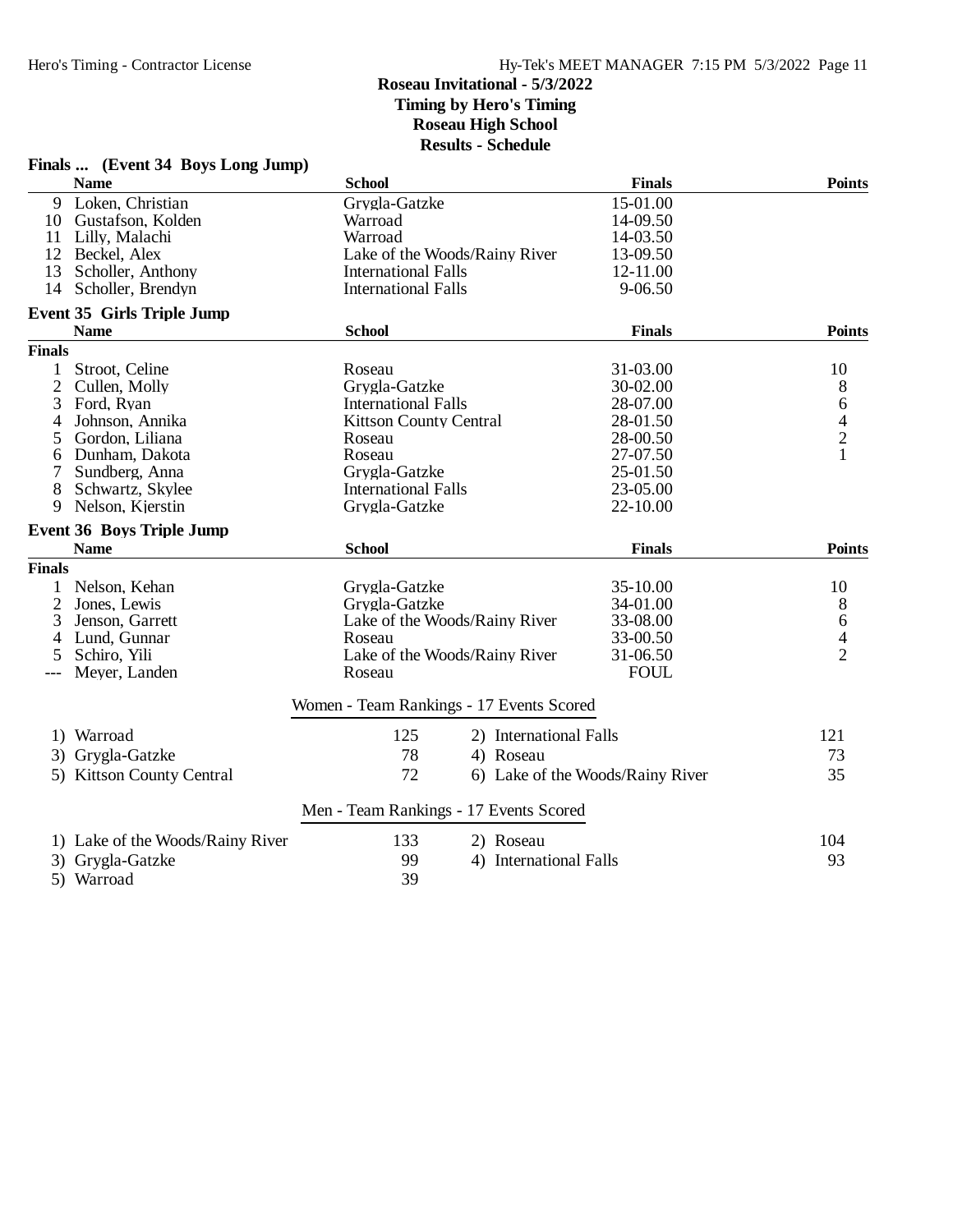## Roseau Invitational - 5/3/2022
**Timing by Hero's Timing**
**Roseau High School**
**Results - Schedule**

### Finals ... (Event 34 Boys Long Jump)

| | Name | School | Finals | Points |
|---|---|---|---|---|
| 9 | Loken, Christian | Grygla-Gatzke | 15-01.00 | |
| 10 | Gustafson, Kolden | Warroad | 14-09.50 | |
| 11 | Lilly, Malachi | Warroad | 14-03.50 | |
| 12 | Beckel, Alex | Lake of the Woods/Rainy River | 13-09.50 | |
| 13 | Scholler, Anthony | International Falls | 12-11.00 | |
| 14 | Scholler, Brendyn | International Falls | 9-06.50 | |

### Event 35 Girls Triple Jump

| | Name | School | Finals | Points |
|---|---|---|---|---|
| **Finals** | | | | |
| 1 | Stroot, Celine | Roseau | 31-03.00 | 10 |
| 2 | Cullen, Molly | Grygla-Gatzke | 30-02.00 | 8 |
| 3 | Ford, Ryan | International Falls | 28-07.00 | 6 |
| 4 | Johnson, Annika | Kittson County Central | 28-01.50 | 4 |
| 5 | Gordon, Liliana | Roseau | 28-00.50 | 2 |
| 6 | Dunham, Dakota | Roseau | 27-07.50 | 1 |
| 7 | Sundberg, Anna | Grygla-Gatzke | 25-01.50 | |
| 8 | Schwartz, Skylee | International Falls | 23-05.00 | |
| 9 | Nelson, Kjerstin | Grygla-Gatzke | 22-10.00 | |

### Event 36 Boys Triple Jump

| | Name | School | Finals | Points |
|---|---|---|---|---|
| **Finals** | | | | |
| 1 | Nelson, Kehan | Grygla-Gatzke | 35-10.00 | 10 |
| 2 | Jones, Lewis | Grygla-Gatzke | 34-01.00 | 8 |
| 3 | Jenson, Garrett | Lake of the Woods/Rainy River | 33-08.00 | 6 |
| 4 | Lund, Gunnar | Roseau | 33-00.50 | 4 |
| 5 | Schiro, Yili | Lake of the Woods/Rainy River | 31-06.50 | 2 |
| --- | Meyer, Landen | Roseau | FOUL | |

### Women - Team Rankings - 17 Events Scored

| | | | |
|---|---|---|---|
| 1) Warroad | 125 | 2) International Falls | 121 |
| 3) Grygla-Gatzke | 78 | 4) Roseau | 73 |
| 5) Kittson County Central | 72 | 6) Lake of the Woods/Rainy River | 35 |

### Men - Team Rankings - 17 Events Scored

| | | | |
|---|---|---|---|
| 1) Lake of the Woods/Rainy River | 133 | 2) Roseau | 104 |
| 3) Grygla-Gatzke | 99 | 4) International Falls | 93 |
| 5) Warroad | 39 | | |